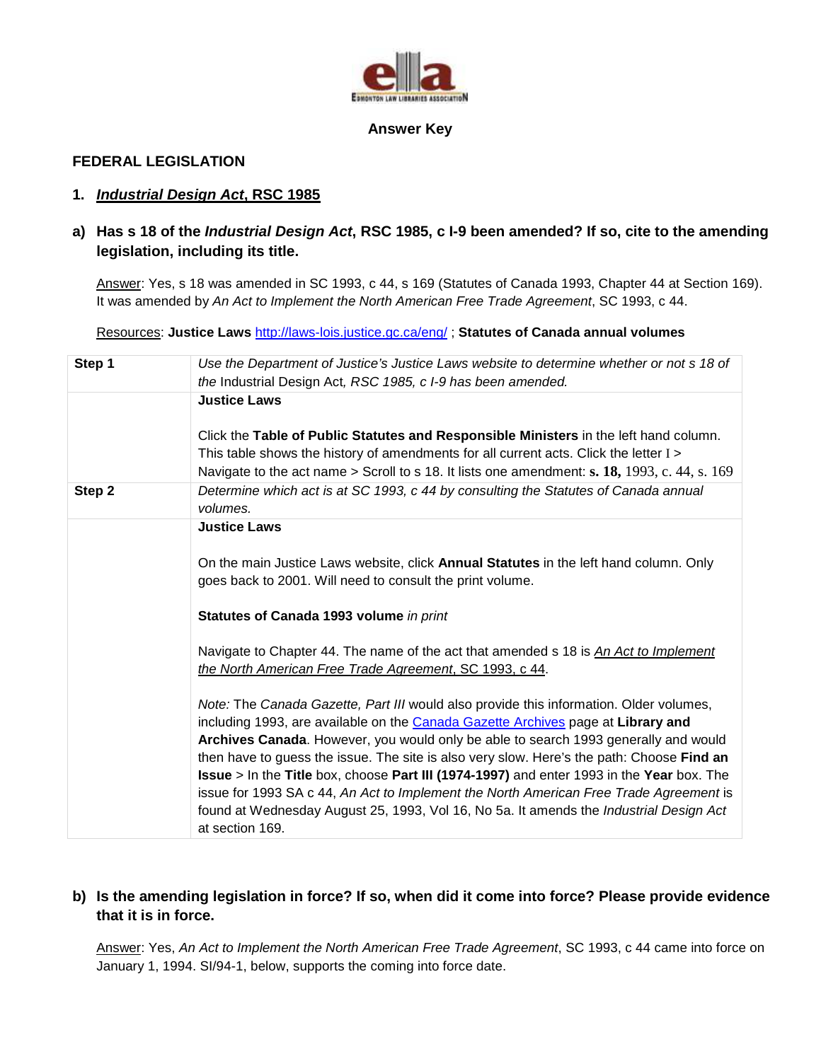**Answer Key**

## FEDERAL LEGISLATION

### 1. *Industrial Design Act*, RSC 1985

### a) Has s 18 of the *Industrial Design Act*, RSC 1985, c I-9 been amended? If so, cite to the amending legislation, including its title.

Answer: Yes, s 18 was amended in SC 1993, c 44, s 169 (Statutes of Canada 1993, Chapter 44 at Section 169). It was amended by *An Act to Implement the North American Free Trade Agreement*, SC 1993, c 44.

Resources: **Justice Laws** http://laws-lois.justice.gc.ca/eng/ ; **Statutes of Canada annual volumes**

| | |
|---|---|
| **Step 1** | *Use the Department of Justice's Justice Laws website to determine whether or not s 18 of the* Industrial Design Act*, RSC 1985, c I-9 has been amended.* |
| | **Justice Laws**<br><br>Click the **Table of Public Statutes and Responsible Ministers** in the left hand column. This table shows the history of amendments for all current acts. Click the letter I > Navigate to the act name > Scroll to s 18. It lists one amendment: **s. 18,** 1993, c. 44, s. 169 |
| **Step 2** | *Determine which act is at SC 1993, c 44 by consulting the Statutes of Canada annual volumes.* |
| | **Justice Laws**<br><br>On the main Justice Laws website, click **Annual Statutes** in the left hand column. Only goes back to 2001. Will need to consult the print volume.<br><br>**Statutes of Canada 1993 volume** *in print*<br><br>Navigate to Chapter 44. The name of the act that amended s 18 is *An Act to Implement the North American Free Trade Agreement*, SC 1993, c 44.<br><br>*Note:* The *Canada Gazette, Part III* would also provide this information. Older volumes, including 1993, are available on the Canada Gazette Archives page at **Library and Archives Canada**. However, you would only be able to search 1993 generally and would then have to guess the issue. The site is also very slow. Here's the path: Choose **Find an Issue** > In the **Title** box, choose **Part III (1974-1997)** and enter 1993 in the **Year** box. The issue for 1993 SA c 44, *An Act to Implement the North American Free Trade Agreement* is found at Wednesday August 25, 1993, Vol 16, No 5a. It amends the *Industrial Design Act* at section 169. |

### b) Is the amending legislation in force? If so, when did it come into force? Please provide evidence that it is in force.

Answer: Yes, *An Act to Implement the North American Free Trade Agreement*, SC 1993, c 44 came into force on January 1, 1994. SI/94-1, below, supports the coming into force date.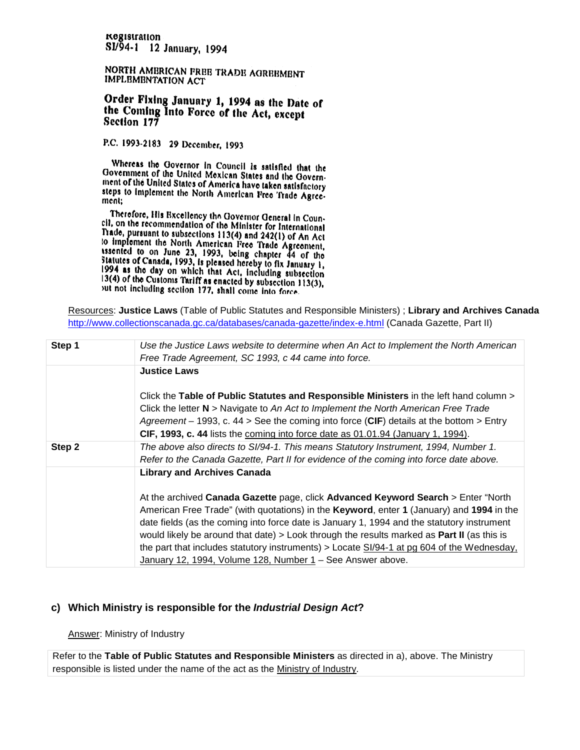Registration
SI/94-1 12 January, 1994

NORTH AMERICAN FREE TRADE AGREEMENT IMPLEMENTATION ACT

**Order Fixing January 1, 1994 as the Date of the Coming Into Force of the Act, except Section 177**

P.C. 1993-2183 29 December, 1993

Whereas the Governor in Council is satisfied that the Government of the United Mexican States and the Government of the United States of America have taken satisfactory steps to implement the North American Free Trade Agreement;

Therefore, His Excellency the Governor General in Council, on the recommendation of the Minister for International Trade, pursuant to subsections 113(4) and 242(1) of An Act to implement the North American Free Trade Agreement, assented to on June 23, 1993, being chapter 44 of the Statutes of Canada, 1993, is pleased hereby to fix January 1, 1994 as the day on which that Act, including subsection 13(4) of the Customs Tariff as enacted by subsection 113(3), but not including section 177, shall come into force.

Resources: **Justice Laws** (Table of Public Statutes and Responsible Ministers) ; **Library and Archives Canada** http://www.collectionscanada.gc.ca/databases/canada-gazette/index-e.html (Canada Gazette, Part II)

| | |
|---|---|
| **Step 1** | *Use the Justice Laws website to determine when An Act to Implement the North American Free Trade Agreement, SC 1993, c 44 came into force.* |
| | **Justice Laws**<br><br>Click the **Table of Public Statutes and Responsible Ministers** in the left hand column > Click the letter **N** > Navigate to *An Act to Implement the North American Free Trade Agreement* – 1993, c. 44 > See the coming into force (**CIF**) details at the bottom > Entry **CIF, 1993, c. 44** lists the coming into force date as 01.01.94 (January 1, 1994). |
| **Step 2** | *The above also directs to SI/94-1. This means Statutory Instrument, 1994, Number 1. Refer to the Canada Gazette, Part II for evidence of the coming into force date above.* |
| | **Library and Archives Canada**<br><br>At the archived **Canada Gazette** page, click **Advanced Keyword Search** > Enter "North American Free Trade" (with quotations) in the **Keyword**, enter **1** (January) and **1994** in the date fields (as the coming into force date is January 1, 1994 and the statutory instrument would likely be around that date) > Look through the results marked as **Part II** (as this is the part that includes statutory instruments) > Locate SI/94-1 at pg 604 of the Wednesday, January 12, 1994, Volume 128, Number 1 – See Answer above. |

### c) Which Ministry is responsible for the *Industrial Design Act*?

Answer: Ministry of Industry

Refer to the **Table of Public Statutes and Responsible Ministers** as directed in a), above. The Ministry responsible is listed under the name of the act as the Ministry of Industry.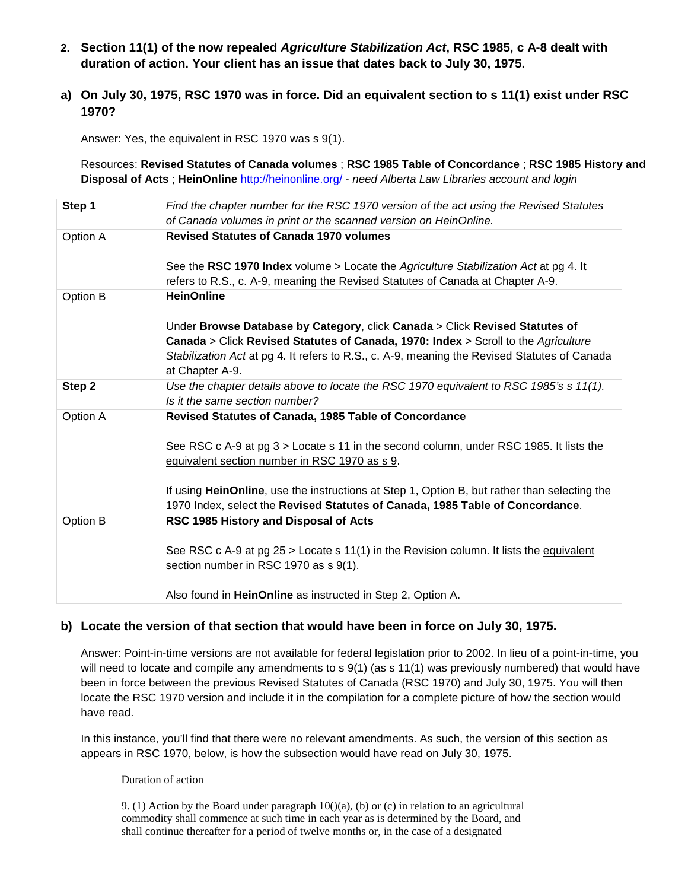**2. Section 11(1) of the now repealed *Agriculture Stabilization Act*, RSC 1985, c A-8 dealt with duration of action. Your client has an issue that dates back to July 30, 1975.**

**a) On July 30, 1975, RSC 1970 was in force. Did an equivalent section to s 11(1) exist under RSC 1970?**

Answer: Yes, the equivalent in RSC 1970 was s 9(1).

Resources: **Revised Statutes of Canada volumes** ; **RSC 1985 Table of Concordance** ; **RSC 1985 History and Disposal of Acts** ; **HeinOnline** http://heinonline.org/ - *need Alberta Law Libraries account and login*

| | |
|---|---|
| **Step 1** | *Find the chapter number for the RSC 1970 version of the act using the Revised Statutes of Canada volumes in print or the scanned version on HeinOnline.* |
| Option A | **Revised Statutes of Canada 1970 volumes**<br><br>See the **RSC 1970 Index** volume > Locate the *Agriculture Stabilization Act* at pg 4. It refers to R.S., c. A-9, meaning the Revised Statutes of Canada at Chapter A-9. |
| Option B | **HeinOnline**<br><br>Under **Browse Database by Category**, click **Canada** > Click **Revised Statutes of Canada** > Click **Revised Statutes of Canada, 1970: Index** > Scroll to the *Agriculture Stabilization Act* at pg 4. It refers to R.S., c. A-9, meaning the Revised Statutes of Canada at Chapter A-9. |
| **Step 2** | *Use the chapter details above to locate the RSC 1970 equivalent to RSC 1985's s 11(1). Is it the same section number?* |
| Option A | **Revised Statutes of Canada, 1985 Table of Concordance**<br><br>See RSC c A-9 at pg 3 > Locate s 11 in the second column, under RSC 1985. It lists the equivalent section number in RSC 1970 as s 9.<br><br>If using **HeinOnline**, use the instructions at Step 1, Option B, but rather than selecting the 1970 Index, select the **Revised Statutes of Canada, 1985 Table of Concordance**. |
| Option B | **RSC 1985 History and Disposal of Acts**<br><br>See RSC c A-9 at pg 25 > Locate s 11(1) in the Revision column. It lists the equivalent section number in RSC 1970 as s 9(1).<br><br>Also found in **HeinOnline** as instructed in Step 2, Option A. |

**b) Locate the version of that section that would have been in force on July 30, 1975.**

Answer: Point-in-time versions are not available for federal legislation prior to 2002. In lieu of a point-in-time, you will need to locate and compile any amendments to s 9(1) (as s 11(1) was previously numbered) that would have been in force between the previous Revised Statutes of Canada (RSC 1970) and July 30, 1975. You will then locate the RSC 1970 version and include it in the compilation for a complete picture of how the section would have read.

In this instance, you'll find that there were no relevant amendments. As such, the version of this section as appears in RSC 1970, below, is how the subsection would have read on July 30, 1975.

> Duration of action
>
> 9. (1) Action by the Board under paragraph 10()(a), (b) or (c) in relation to an agricultural commodity shall commence at such time in each year as is determined by the Board, and shall continue thereafter for a period of twelve months or, in the case of a designated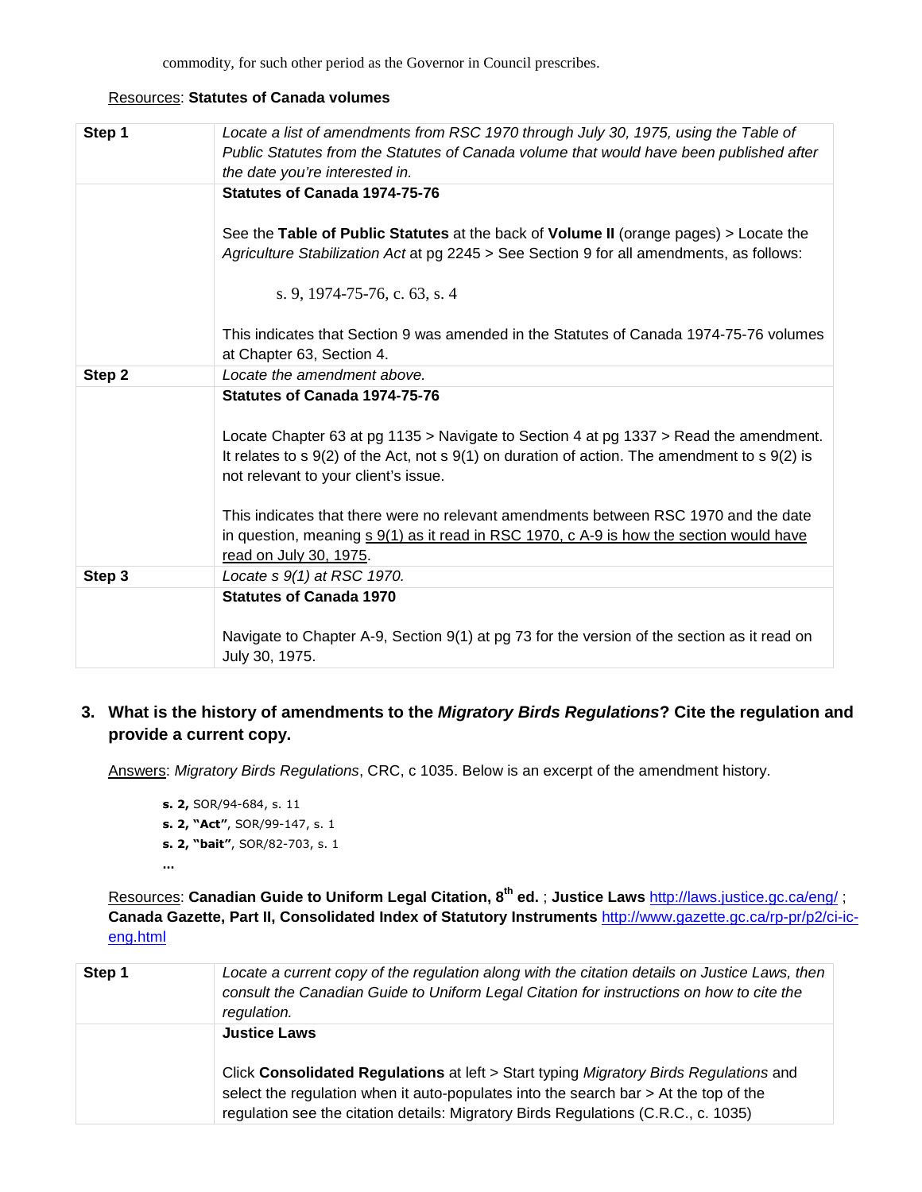commodity, for such other period as the Governor in Council prescribes.

Resources: **Statutes of Canada volumes**

| Step 1 | *Locate a list of amendments from RSC 1970 through July 30, 1975, using the Table of Public Statutes from the Statutes of Canada volume that would have been published after the date you're interested in.* |
|---|---|
| | **Statutes of Canada 1974-75-76**<br><br>See the **Table of Public Statutes** at the back of **Volume II** (orange pages) > Locate the *Agriculture Stabilization Act* at pg 2245 > See Section 9 for all amendments, as follows:<br><br>s. 9, 1974-75-76, c. 63, s. 4<br><br>This indicates that Section 9 was amended in the Statutes of Canada 1974-75-76 volumes at Chapter 63, Section 4. |
| **Step 2** | *Locate the amendment above.* |
| | **Statutes of Canada 1974-75-76**<br><br>Locate Chapter 63 at pg 1135 > Navigate to Section 4 at pg 1337 > Read the amendment. It relates to s 9(2) of the Act, not s 9(1) on duration of action. The amendment to s 9(2) is not relevant to your client's issue.<br><br>This indicates that there were no relevant amendments between RSC 1970 and the date in question, meaning s 9(1) as it read in RSC 1970, c A-9 is how the section would have read on July 30, 1975. |
| **Step 3** | *Locate s 9(1) at RSC 1970.* |
| | **Statutes of Canada 1970**<br><br>Navigate to Chapter A-9, Section 9(1) at pg 73 for the version of the section as it read on July 30, 1975. |

3. **What is the history of amendments to the *Migratory Birds Regulations*? Cite the regulation and provide a current copy.**

Answers: *Migratory Birds Regulations*, CRC, c 1035. Below is an excerpt of the amendment history.

> **s. 2,** SOR/94-684, s. 11
> **s. 2, "Act"**, SOR/99-147, s. 1
> **s. 2, "bait"**, SOR/82-703, s. 1
> **...**

Resources: **Canadian Guide to Uniform Legal Citation, 8th ed.** ; **Justice Laws** http://laws.justice.gc.ca/eng/ ; **Canada Gazette, Part II, Consolidated Index of Statutory Instruments** http://www.gazette.gc.ca/rp-pr/p2/ci-ic-eng.html

| Step 1 | *Locate a current copy of the regulation along with the citation details on Justice Laws, then consult the Canadian Guide to Uniform Legal Citation for instructions on how to cite the regulation.* |
|---|---|
| | **Justice Laws**<br><br>Click **Consolidated Regulations** at left > Start typing *Migratory Birds Regulations* and select the regulation when it auto-populates into the search bar > At the top of the regulation see the citation details: Migratory Birds Regulations (C.R.C., c. 1035) |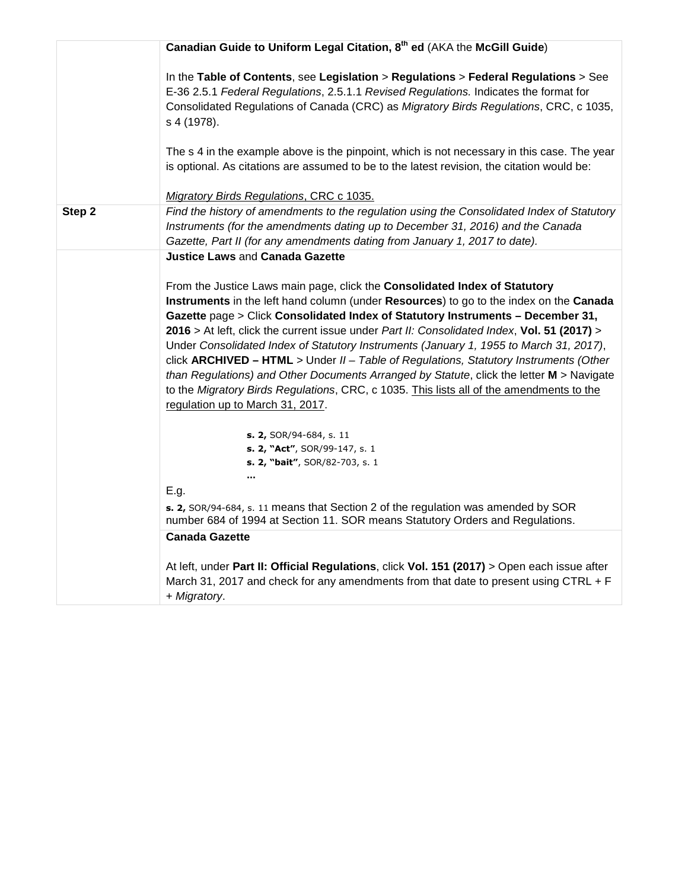| | |
|---|---|
| | **Canadian Guide to Uniform Legal Citation, 8th ed** (AKA the **McGill Guide**)<br><br>In the **Table of Contents**, see **Legislation** > **Regulations** > **Federal Regulations** > See E-36 2.5.1 *Federal Regulations*, 2.5.1.1 *Revised Regulations.* Indicates the format for Consolidated Regulations of Canada (CRC) as *Migratory Birds Regulations*, CRC, c 1035, s 4 (1978).<br><br>The s 4 in the example above is the pinpoint, which is not necessary in this case. The year is optional. As citations are assumed to be to the latest revision, the citation would be:<br><br>*Migratory Birds Regulations*, CRC c 1035. |
| **Step 2** | *Find the history of amendments to the regulation using the Consolidated Index of Statutory Instruments (for the amendments dating up to December 31, 2016) and the Canada Gazette, Part II (for any amendments dating from January 1, 2017 to date).* |
| | **Justice Laws** and **Canada Gazette**<br><br>From the Justice Laws main page, click the **Consolidated Index of Statutory Instruments** in the left hand column (under **Resources**) to go to the index on the **Canada Gazette** page > Click **Consolidated Index of Statutory Instruments – December 31, 2016** > At left, click the current issue under *Part II: Consolidated Index*, **Vol. 51 (2017)** > Under *Consolidated Index of Statutory Instruments (January 1, 1955 to March 31, 2017)*, click **ARCHIVED – HTML** > Under *II – Table of Regulations, Statutory Instruments (Other than Regulations) and Other Documents Arranged by Statute*, click the letter **M** > Navigate to the *Migratory Birds Regulations*, CRC, c 1035. This lists all of the amendments to the regulation up to March 31, 2017.<br><br>**s. 2,** SOR/94-684, s. 11<br>**s. 2, "Act"**, SOR/99-147, s. 1<br>**s. 2, "bait"**, SOR/82-703, s. 1<br>**...**<br><br>E.g.<br><br>**s. 2,** SOR/94-684, s. 11 means that Section 2 of the regulation was amended by SOR number 684 of 1994 at Section 11. SOR means Statutory Orders and Regulations. |
| | **Canada Gazette**<br><br>At left, under **Part II: Official Regulations**, click **Vol. 151 (2017)** > Open each issue after March 31, 2017 and check for any amendments from that date to present using CTRL + F + *Migratory*. |